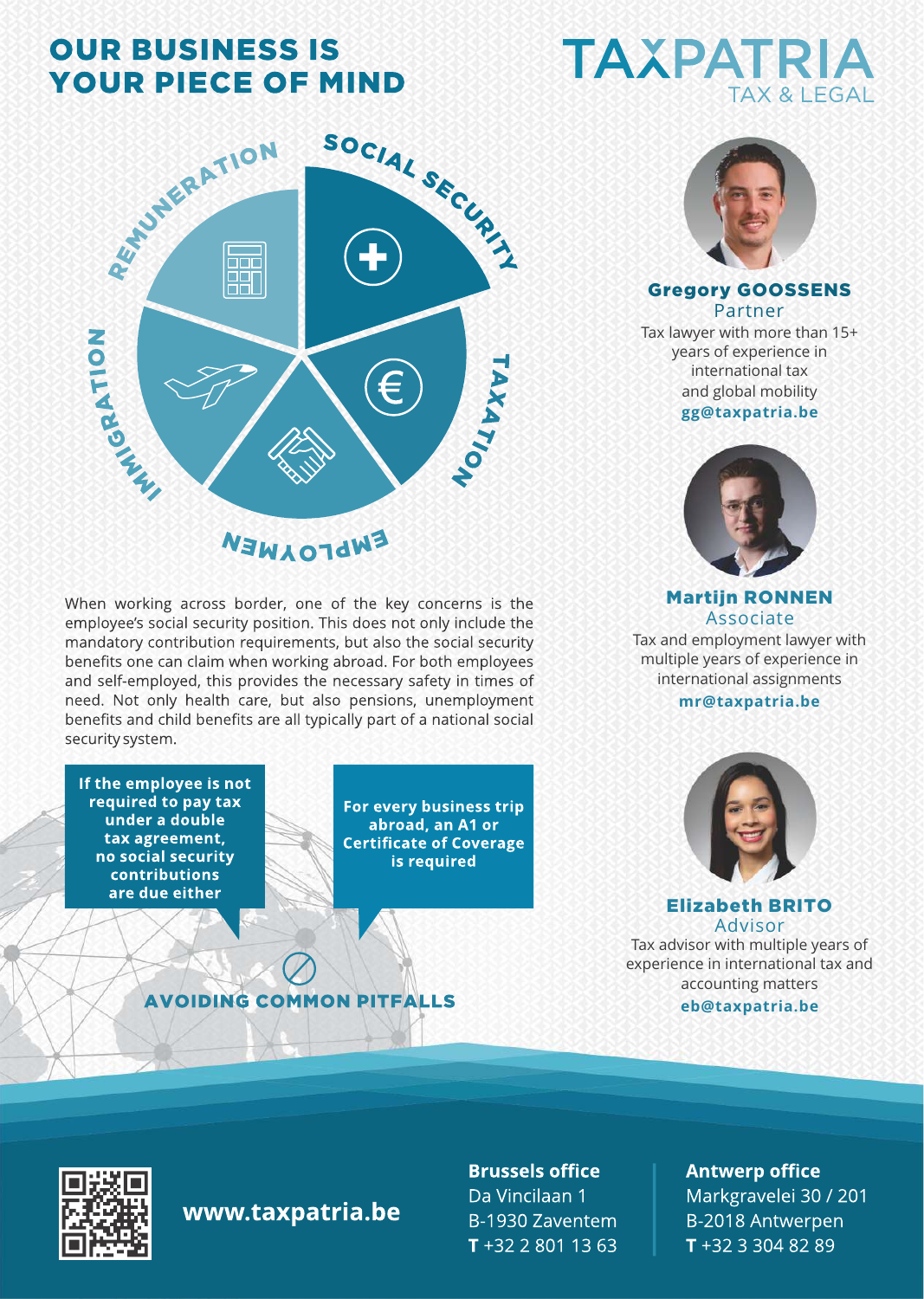# OUR BUSINESS IS YOUR PIECE OF MIND

TAXPATRIA
TAX & LEGAL

SOCIAL SECURITY
TAXATION
EMPLOYMENT
IMMIGRATION
REMUNERATION

When working across border, one of the key concerns is the employee's social security position. This does not only include the mandatory contribution requirements, but also the social security benefits one can claim when working abroad. For both employees and self-employed, this provides the necessary safety in times of need. Not only health care, but also pensions, unemployment benefits and child benefits are all typically part of a national social security system.

**If the employee is not required to pay tax under a double tax agreement, no social security contributions are due either**

**For every business trip abroad, an A1 or Certificate of Coverage is required**

## AVOIDING COMMON PITFALLS

**Gregory GOOSSENS**
Partner
Tax lawyer with more than 15+ years of experience in international tax and global mobility
**gg@taxpatria.be**

**Martijn RONNEN**
Associate
Tax and employment lawyer with multiple years of experience in international assignments
**mr@taxpatria.be**

**Elizabeth BRITO**
Advisor
Tax advisor with multiple years of experience in international tax and accounting matters
**eb@taxpatria.be**

**www.taxpatria.be**

**Brussels office**
Da Vincilaan 1
B-1930 Zaventem
**T** +32 2 801 13 63

**Antwerp office**
Markgravelei 30 / 201
B-2018 Antwerpen
**T** +32 3 304 82 89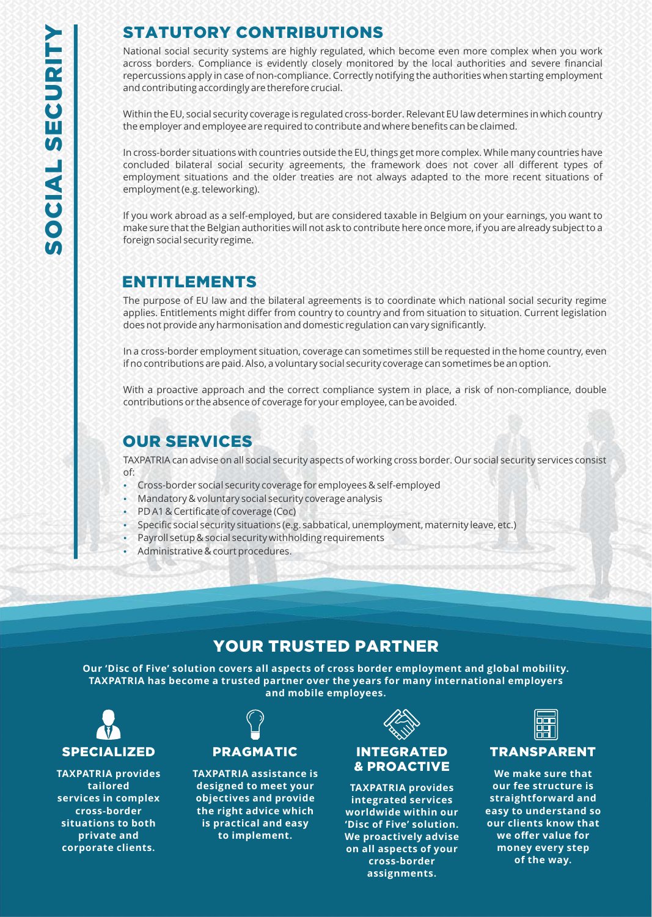# SOCIAL SECURITY

## STATUTORY CONTRIBUTIONS

National social security systems are highly regulated, which become even more complex when you work across borders. Compliance is evidently closely monitored by the local authorities and severe financial repercussions apply in case of non-compliance. Correctly notifying the authorities when starting employment and contributing accordingly are therefore crucial.

Within the EU, social security coverage is regulated cross-border. Relevant EU law determines in which country the employer and employee are required to contribute and where benefits can be claimed.

In cross-border situations with countries outside the EU, things get more complex. While many countries have concluded bilateral social security agreements, the framework does not cover all different types of employment situations and the older treaties are not always adapted to the more recent situations of employment (e.g. teleworking).

If you work abroad as a self-employed, but are considered taxable in Belgium on your earnings, you want to make sure that the Belgian authorities will not ask to contribute here once more, if you are already subject to a foreign social security regime.

## ENTITLEMENTS

The purpose of EU law and the bilateral agreements is to coordinate which national social security regime applies. Entitlements might differ from country to country and from situation to situation. Current legislation does not provide any harmonisation and domestic regulation can vary significantly.

In a cross-border employment situation, coverage can sometimes still be requested in the home country, even if no contributions are paid. Also, a voluntary social security coverage can sometimes be an option.

With a proactive approach and the correct compliance system in place, a risk of non-compliance, double contributions or the absence of coverage for your employee, can be avoided.

## OUR SERVICES

TAXPATRIA can advise on all social security aspects of working cross border. Our social security services consist of:

- Cross-border social security coverage for employees & self-employed
- Mandatory & voluntary social security coverage analysis
- PD A1 & Certificate of coverage (Coc)
- Specific social security situations (e.g. sabbatical, unemployment, maternity leave, etc.)
- Payroll setup & social security withholding requirements
- Administrative & court procedures.

## YOUR TRUSTED PARTNER

**Our 'Disc of Five' solution covers all aspects of cross border employment and global mobility. TAXPATRIA has become a trusted partner over the years for many international employers and mobile employees.**

### SPECIALIZED

**TAXPATRIA provides tailored services in complex cross-border situations to both private and corporate clients.**

### PRAGMATIC

**TAXPATRIA assistance is designed to meet your objectives and provide the right advice which is practical and easy to implement.**

### INTEGRATED & PROACTIVE

**TAXPATRIA provides integrated services worldwide within our 'Disc of Five' solution. We proactively advise on all aspects of your cross-border assignments.**

### TRANSPARENT

**We make sure that our fee structure is straightforward and easy to understand so our clients know that we offer value for money every step of the way.**